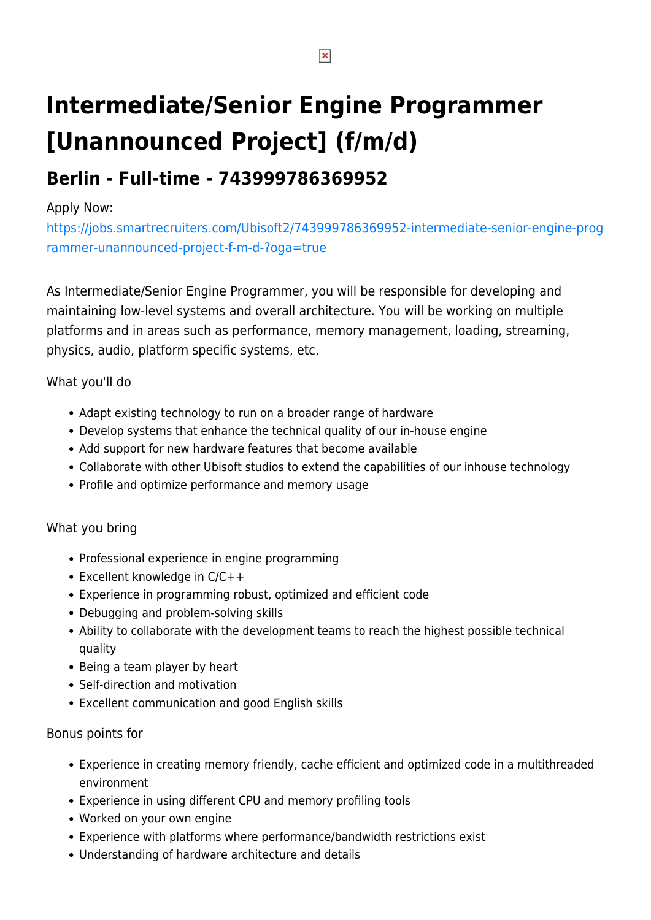# Intermediate/Senior Engine Programmer [Unannounced Project] (f/m/d)

## Berlin - Full-time - 743999786369952

Apply Now:
https://jobs.smartrecruiters.com/Ubisoft2/743999786369952-intermediate-senior-engine-programmer-unannounced-project-f-m-d-?oga=true

As Intermediate/Senior Engine Programmer, you will be responsible for developing and maintaining low-level systems and overall architecture. You will be working on multiple platforms and in areas such as performance, memory management, loading, streaming, physics, audio, platform specific systems, etc.

What you'll do

- Adapt existing technology to run on a broader range of hardware
- Develop systems that enhance the technical quality of our in-house engine
- Add support for new hardware features that become available
- Collaborate with other Ubisoft studios to extend the capabilities of our inhouse technology
- Profile and optimize performance and memory usage

What you bring

- Professional experience in engine programming
- Excellent knowledge in C/C++
- Experience in programming robust, optimized and efficient code
- Debugging and problem-solving skills
- Ability to collaborate with the development teams to reach the highest possible technical quality
- Being a team player by heart
- Self-direction and motivation
- Excellent communication and good English skills

Bonus points for

- Experience in creating memory friendly, cache efficient and optimized code in a multithreaded environment
- Experience in using different CPU and memory profiling tools
- Worked on your own engine
- Experience with platforms where performance/bandwidth restrictions exist
- Understanding of hardware architecture and details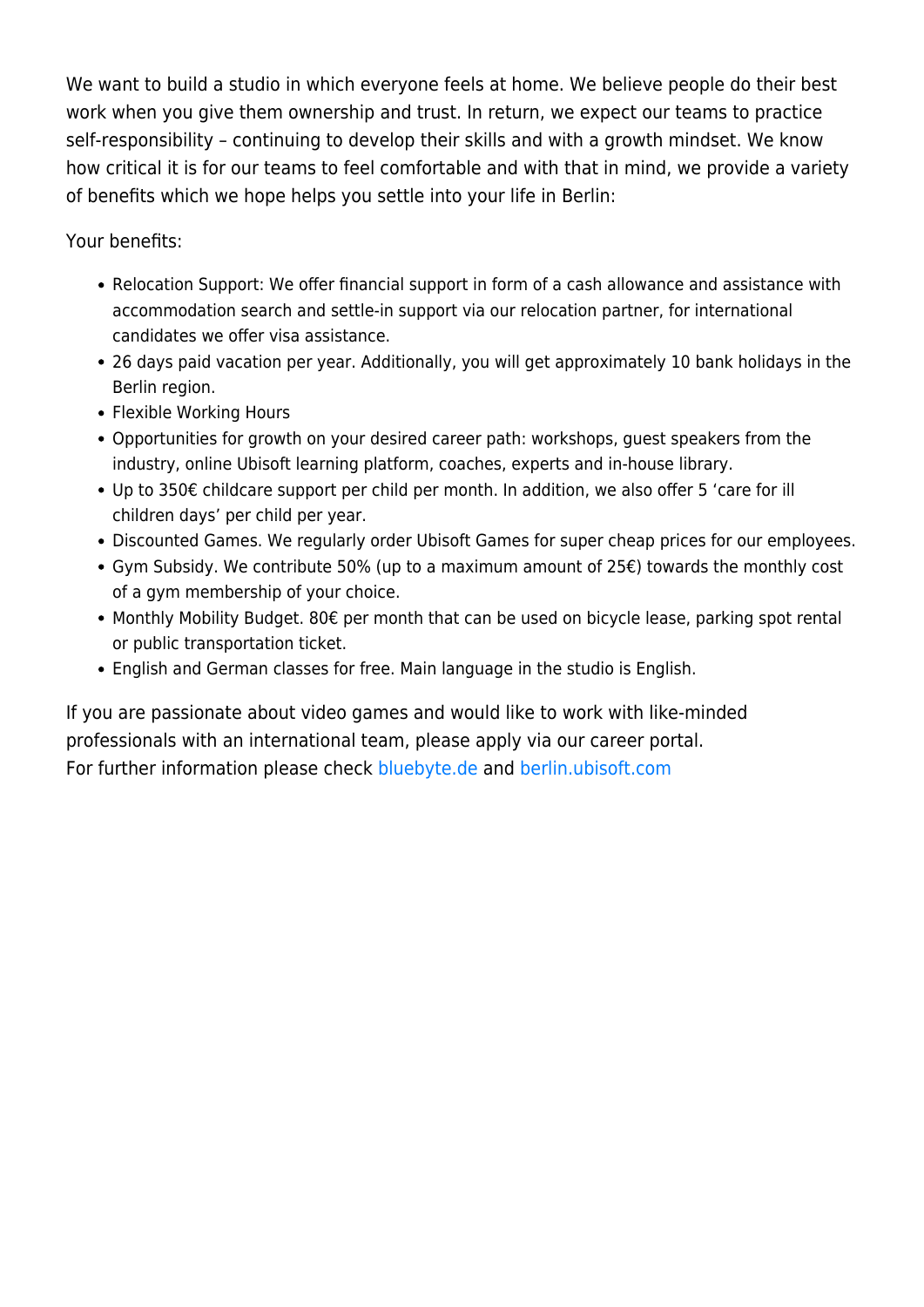We want to build a studio in which everyone feels at home. We believe people do their best work when you give them ownership and trust. In return, we expect our teams to practice self-responsibility – continuing to develop their skills and with a growth mindset. We know how critical it is for our teams to feel comfortable and with that in mind, we provide a variety of benefits which we hope helps you settle into your life in Berlin:

Your benefits:

- Relocation Support: We offer financial support in form of a cash allowance and assistance with accommodation search and settle-in support via our relocation partner, for international candidates we offer visa assistance.
- 26 days paid vacation per year. Additionally, you will get approximately 10 bank holidays in the Berlin region.
- Flexible Working Hours
- Opportunities for growth on your desired career path: workshops, guest speakers from the industry, online Ubisoft learning platform, coaches, experts and in-house library.
- Up to 350€ childcare support per child per month. In addition, we also offer 5 'care for ill children days' per child per year.
- Discounted Games. We regularly order Ubisoft Games for super cheap prices for our employees.
- Gym Subsidy. We contribute 50% (up to a maximum amount of 25€) towards the monthly cost of a gym membership of your choice.
- Monthly Mobility Budget. 80€ per month that can be used on bicycle lease, parking spot rental or public transportation ticket.
- English and German classes for free. Main language in the studio is English.

If you are passionate about video games and would like to work with like-minded professionals with an international team, please apply via our career portal.
For further information please check bluebyte.de and berlin.ubisoft.com